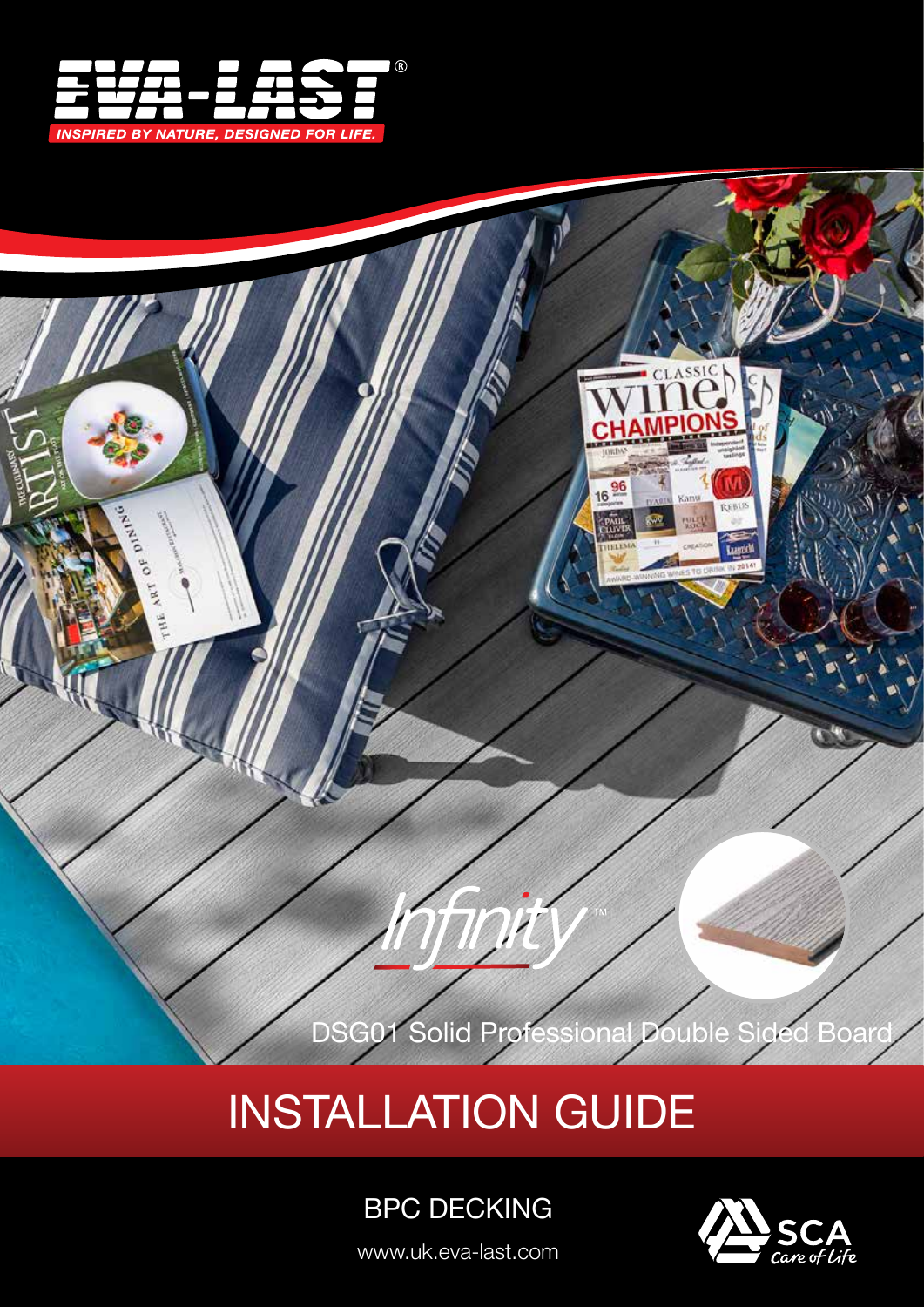EVA-LAST®

INSPIRED BY NATURE, DESIGNED FOR LIFE.

Infinity™

DSG01 Solid Professional Double Sided Board

# INSTALLATION GUIDE

BPC DECKING

www.uk.eva-last.com

SCA Care of Life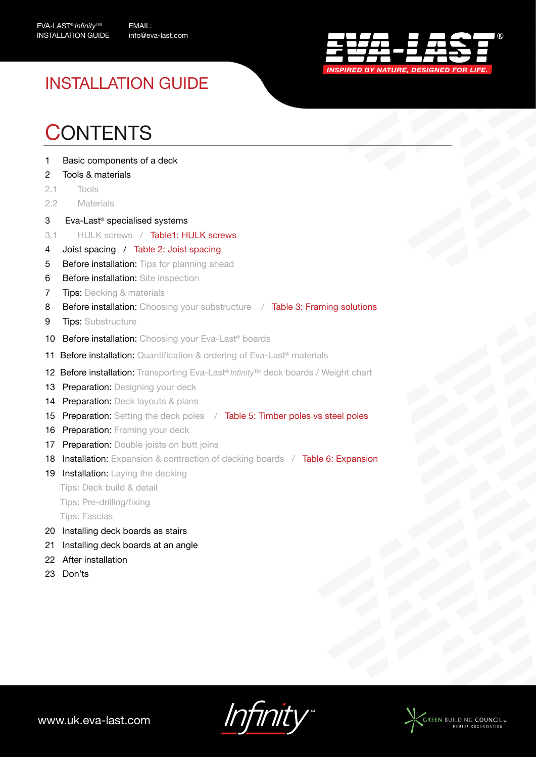# INSTALLATION GUIDE

## CONTENTS

1 Basic components of a deck
2 Tools & materials
2.1 Tools
2.2 Materials
3 Eva-Last® specialised systems
3.1 HULK screws / Table1: HULK screws
4 Joist spacing / Table 2: Joist spacing
5 **Before installation:** Tips for planning ahead
6 **Before installation:** Site inspection
7 **Tips:** Decking & materials
8 **Before installation:** Choosing your substructure / Table 3: Framing solutions
9 **Tips:** Substructure
10 **Before installation:** Choosing your Eva-Last® boards
11 **Before installation:** Quantification & ordering of Eva-Last® materials
12 **Before installation:** Transporting Eva-Last® *Infinity*™ deck boards / Weight chart
13 **Preparation:** Designing your deck
14 **Preparation:** Deck layouts & plans
15 **Preparation:** Setting the deck poles / Table 5: Timber poles vs steel poles
16 **Preparation:** Framing your deck
17 **Preparation:** Double joists on butt joins
18 **Installation:** Expansion & contraction of decking boards / Table 6: Expansion
19 **Installation:** Laying the decking
Tips: Deck build & detail
Tips: Pre-drilling/fixing
Tips: Fascias
20 Installing deck boards as stairs
21 Installing deck boards at an angle
22 After installation
23 Don'ts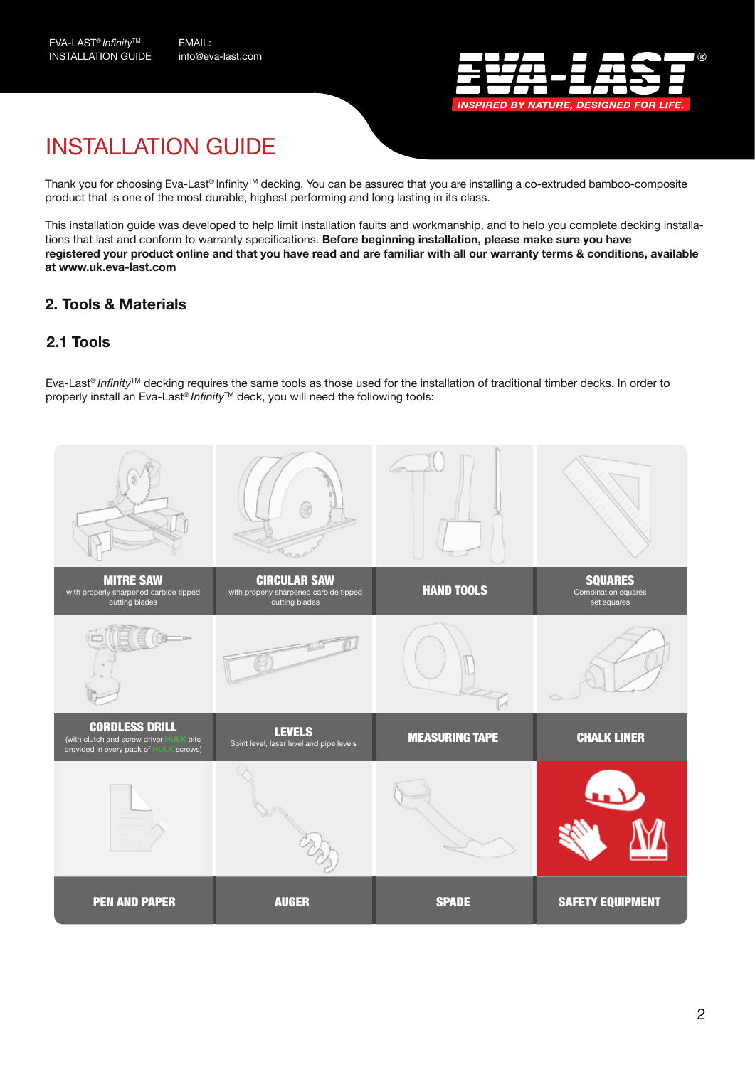# INSTALLATION GUIDE

Thank you for choosing Eva-Last® Infinity™ decking. You can be assured that you are installing a co-extruded bamboo-composite product that is one of the most durable, highest performing and long lasting in its class.

This installation guide was developed to help limit installation faults and workmanship, and to help you complete decking installations that last and conform to warranty specifications. **Before beginning installation, please make sure you have registered your product online and that you have read and are familiar with all our warranty terms & conditions, available at www.uk.eva-last.com**

## 2. Tools & Materials

### 2.1 Tools

Eva-Last® *Infinity*™ decking requires the same tools as those used for the installation of traditional timber decks. In order to properly install an Eva-Last® *Infinity*™ deck, you will need the following tools:

| | | | |
|---|---|---|---|
| **MITRE SAW** with properly sharpened carbide tipped cutting blades | **CIRCULAR SAW** with properly sharpened carbide tipped cutting blades | **HAND TOOLS** | **SQUARES** Combination squares set squares |
| **CORDLESS DRILL** (with clutch and screw driver HULK bits provided in every pack of HULK screws) | **LEVELS** Spirit level, laser level and pipe levels | **MEASURING TAPE** | **CHALK LINER** |
| **PEN AND PAPER** | **AUGER** | **SPADE** | **SAFETY EQUIPMENT** |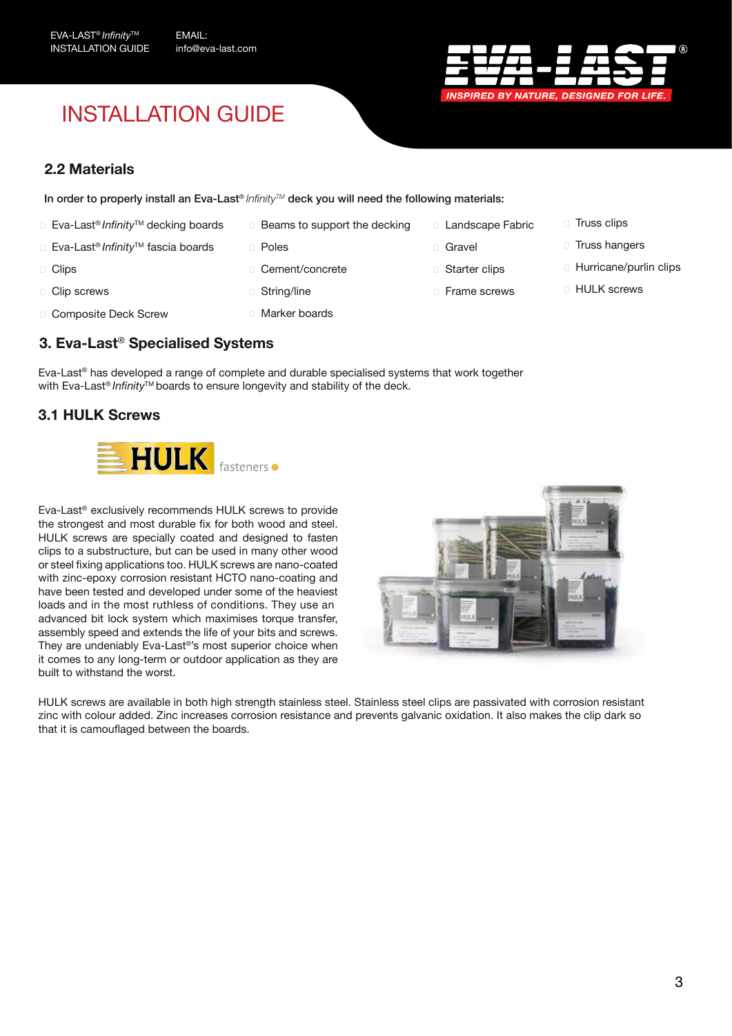# INSTALLATION GUIDE

## 2.2 Materials

**In order to properly install an Eva-Last® *Infinity*™ deck you will need the following materials:**

- Eva-Last® *Infinity*™ decking boards
- Eva-Last® *Infinity*™ fascia boards
- Clips
- Clip screws
- Composite Deck Screw
- Beams to support the decking
- Poles
- Cement/concrete
- String/line
- Marker boards
- Landscape Fabric
- Gravel
- Starter clips
- Frame screws
- Truss clips
- Truss hangers
- Hurricane/purlin clips
- HULK screws

## 3. Eva-Last® Specialised Systems

Eva-Last® has developed a range of complete and durable specialised systems that work together with Eva-Last® *Infinity*™ boards to ensure longevity and stability of the deck.

### 3.1 HULK Screws

Eva-Last® exclusively recommends HULK screws to provide the strongest and most durable fix for both wood and steel. HULK screws are specially coated and designed to fasten clips to a substructure, but can be used in many other wood or steel fixing applications too. HULK screws are nano-coated with zinc-epoxy corrosion resistant HCTO nano-coating and have been tested and developed under some of the heaviest loads and in the most ruthless of conditions. They use an advanced bit lock system which maximises torque transfer, assembly speed and extends the life of your bits and screws. They are undeniably Eva-Last®'s most superior choice when it comes to any long-term or outdoor application as they are built to withstand the worst.

HULK screws are available in both high strength stainless steel. Stainless steel clips are passivated with corrosion resistant zinc with colour added. Zinc increases corrosion resistance and prevents galvanic oxidation. It also makes the clip dark so that it is camouflaged between the boards.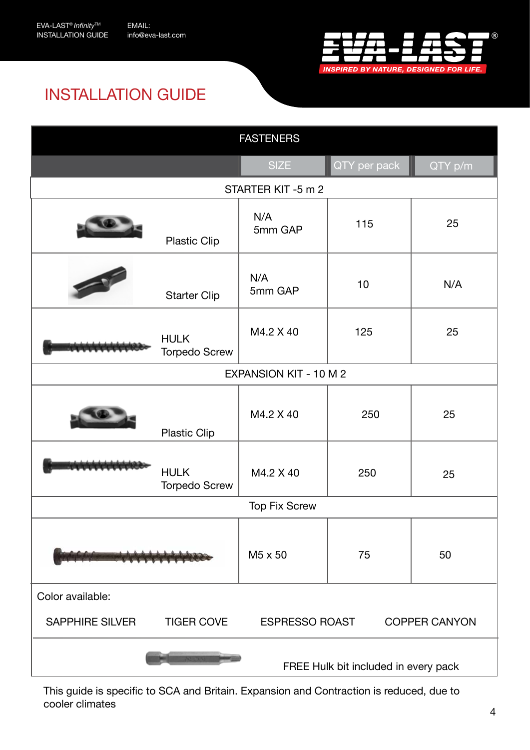# INSTALLATION GUIDE

| FASTENERS | | | |
|---|---|---|---|
| | SIZE | QTY per pack | QTY p/m |
| **STARTER KIT -5 m 2** | | | |
| Plastic Clip | N/A 5mm GAP | 115 | 25 |
| Starter Clip | N/A 5mm GAP | 10 | N/A |
| HULK Torpedo Screw | M4.2 X 40 | 125 | 25 |
| **EXPANSION KIT - 10 M 2** | | | |
| Plastic Clip | M4.2 X 40 | 250 | 25 |
| HULK Torpedo Screw | M4.2 X 40 | 250 | 25 |
| **Top Fix Screw** | | | |
| | M5 x 50 | 75 | 50 |

Color available:

SAPPHIRE SILVER    TIGER COVE    ESPRESSO ROAST    COPPER CANYON

FREE Hulk bit included in every pack

This guide is specific to SCA and Britain. Expansion and Contraction is reduced, due to cooler climates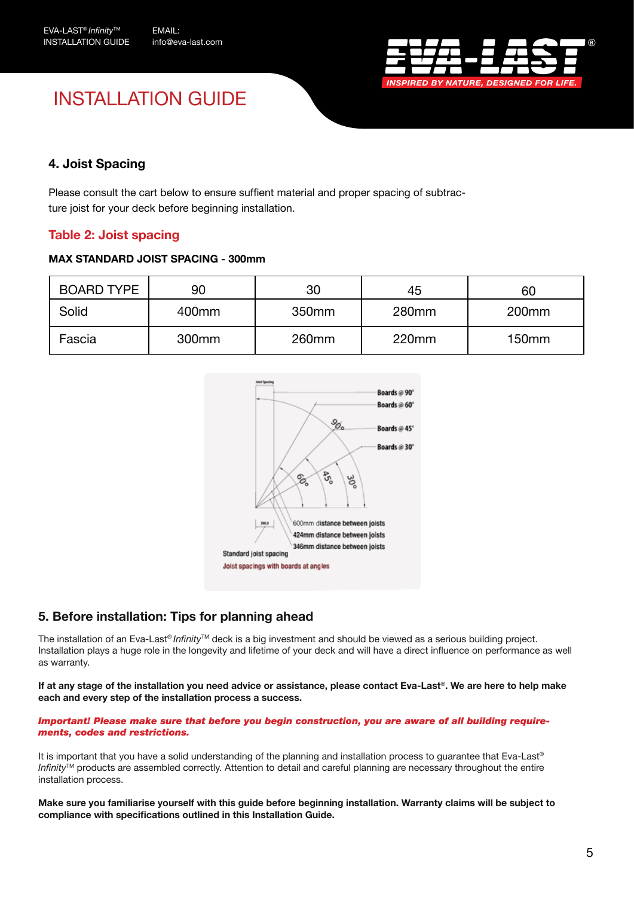# INSTALLATION GUIDE

## 4. Joist Spacing

Please consult the cart below to ensure suffient material and proper spacing of subtracture joist for your deck before beginning installation.

### Table 2: Joist spacing

**MAX STANDARD JOIST SPACING - 300mm**

| BOARD TYPE | 90 | 30 | 45 | 60 |
|---|---|---|---|---|
| Solid | 400mm | 350mm | 280mm | 200mm |
| Fascia | 300mm | 260mm | 220mm | 150mm |

Boards @ 90°
Boards @ 60°
Boards @ 45°
Boards @ 30°
600mm distance between joists
424mm distance between joists
346mm distance between joists
Standard joist spacing
Joist spacings with boards at angles

## 5. Before installation: Tips for planning ahead

The installation of an Eva-Last® *Infinity*™ deck is a big investment and should be viewed as a serious building project. Installation plays a huge role in the longevity and lifetime of your deck and will have a direct influence on performance as well as warranty.

**If at any stage of the installation you need advice or assistance, please contact Eva-Last®. We are here to help make each and every step of the installation process a success.**

***Important! Please make sure that before you begin construction, you are aware of all building requirements, codes and restrictions.***

It is important that you have a solid understanding of the planning and installation process to guarantee that Eva-Last® *Infinity*™ products are assembled correctly. Attention to detail and careful planning are necessary throughout the entire installation process.

**Make sure you familiarise yourself with this guide before beginning installation. Warranty claims will be subject to compliance with specifications outlined in this Installation Guide.**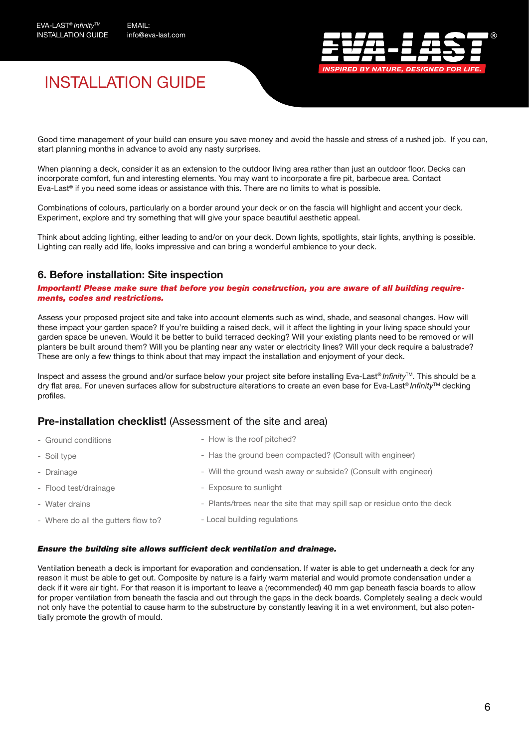# INSTALLATION GUIDE

Good time management of your build can ensure you save money and avoid the hassle and stress of a rushed job. If you can, start planning months in advance to avoid any nasty surprises.

When planning a deck, consider it as an extension to the outdoor living area rather than just an outdoor floor. Decks can incorporate comfort, fun and interesting elements. You may want to incorporate a fire pit, barbecue area. Contact Eva-Last® if you need some ideas or assistance with this. There are no limits to what is possible.

Combinations of colours, particularly on a border around your deck or on the fascia will highlight and accent your deck. Experiment, explore and try something that will give your space beautiful aesthetic appeal.

Think about adding lighting, either leading to and/or on your deck. Down lights, spotlights, stair lights, anything is possible. Lighting can really add life, looks impressive and can bring a wonderful ambience to your deck.

## 6. Before installation: Site inspection

***Important! Please make sure that before you begin construction, you are aware of all building requirements, codes and restrictions.***

Assess your proposed project site and take into account elements such as wind, shade, and seasonal changes. How will these impact your garden space? If you're building a raised deck, will it affect the lighting in your living space should your garden space be uneven. Would it be better to build terraced decking? Will your existing plants need to be removed or will planters be built around them? Will you be planting near any water or electricity lines? Will your deck require a balustrade? These are only a few things to think about that may impact the installation and enjoyment of your deck.

Inspect and assess the ground and/or surface below your project site before installing Eva-Last® *Infinity*™. This should be a dry flat area. For uneven surfaces allow for substructure alterations to create an even base for Eva-Last® *Infinity*™ decking profiles.

### **Pre-installation checklist!** (Assessment of the site and area)

- Ground conditions
- Soil type
- Drainage
- Flood test/drainage
- Water drains
- Where do all the gutters flow to?
- How is the roof pitched?
- Has the ground been compacted? (Consult with engineer)
- Will the ground wash away or subside? (Consult with engineer)
- Exposure to sunlight
- Plants/trees near the site that may spill sap or residue onto the deck
- Local building regulations

***Ensure the building site allows sufficient deck ventilation and drainage.***

Ventilation beneath a deck is important for evaporation and condensation. If water is able to get underneath a deck for any reason it must be able to get out. Composite by nature is a fairly warm material and would promote condensation under a deck if it were air tight. For that reason it is important to leave a (recommended) 40 mm gap beneath fascia boards to allow for proper ventilation from beneath the fascia and out through the gaps in the deck boards. Completely sealing a deck would not only have the potential to cause harm to the substructure by constantly leaving it in a wet environment, but also potentially promote the growth of mould.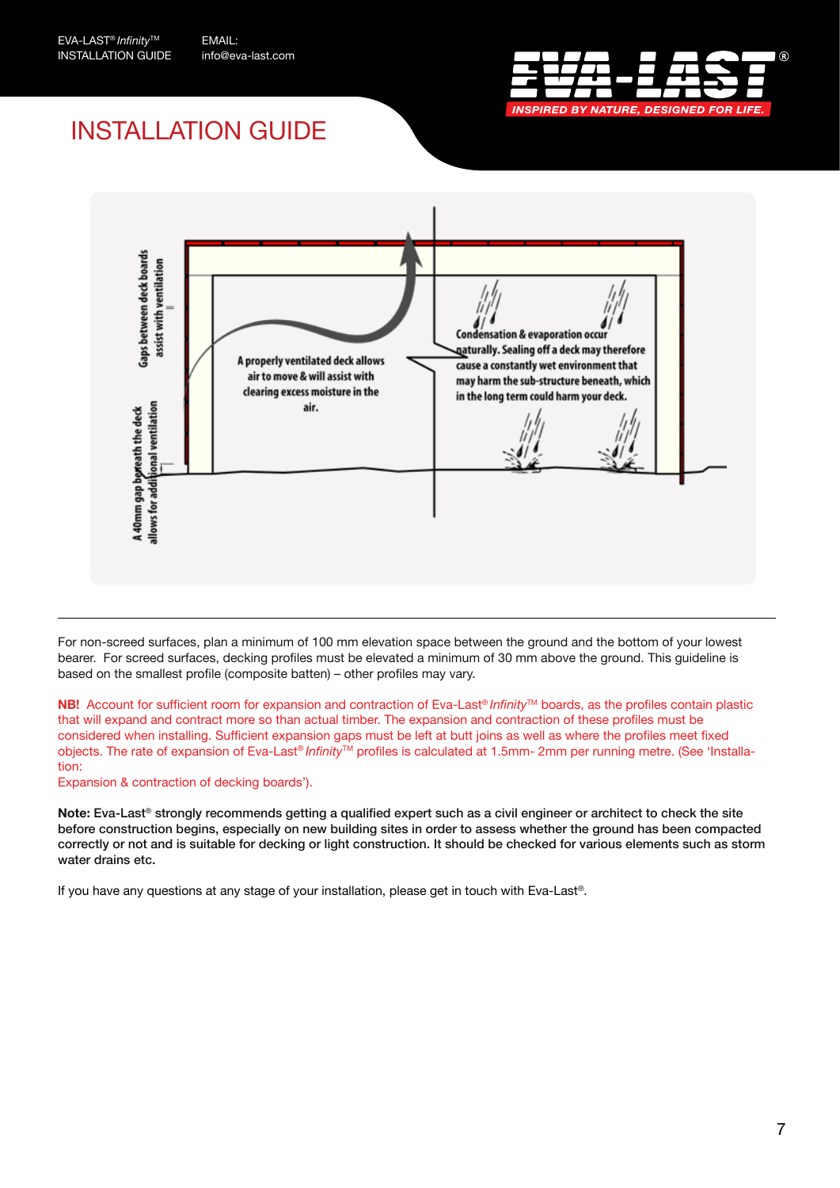# INSTALLATION GUIDE

Gaps between deck boards assist with ventilation

A 40mm gap beneath the deck allows for additional ventilation

A properly ventilated deck allows air to move & will assist with clearing excess moisture in the air.

Condensation & evaporation occur naturally. Sealing off a deck may therefore cause a constantly wet environment that may harm the sub-structure beneath, which in the long term could harm your deck.

---

For non-screed surfaces, plan a minimum of 100 mm elevation space between the ground and the bottom of your lowest bearer. For screed surfaces, decking profiles must be elevated a minimum of 30 mm above the ground. This guideline is based on the smallest profile (composite batten) – other profiles may vary.

**NB!** Account for sufficient room for expansion and contraction of Eva-Last® *Infinity*™ boards, as the profiles contain plastic that will expand and contract more so than actual timber. The expansion and contraction of these profiles must be considered when installing. Sufficient expansion gaps must be left at butt joins as well as where the profiles meet fixed objects. The rate of expansion of Eva-Last® *Infinity*™ profiles is calculated at 1.5mm- 2mm per running metre. (See 'Installation:
Expansion & contraction of decking boards').

**Note:** **Eva-Last® strongly recommends getting a qualified expert such as a civil engineer or architect to check the site before construction begins, especially on new building sites in order to assess whether the ground has been compacted correctly or not and is suitable for decking or light construction. It should be checked for various elements such as storm water drains etc.**

If you have any questions at any stage of your installation, please get in touch with Eva-Last®.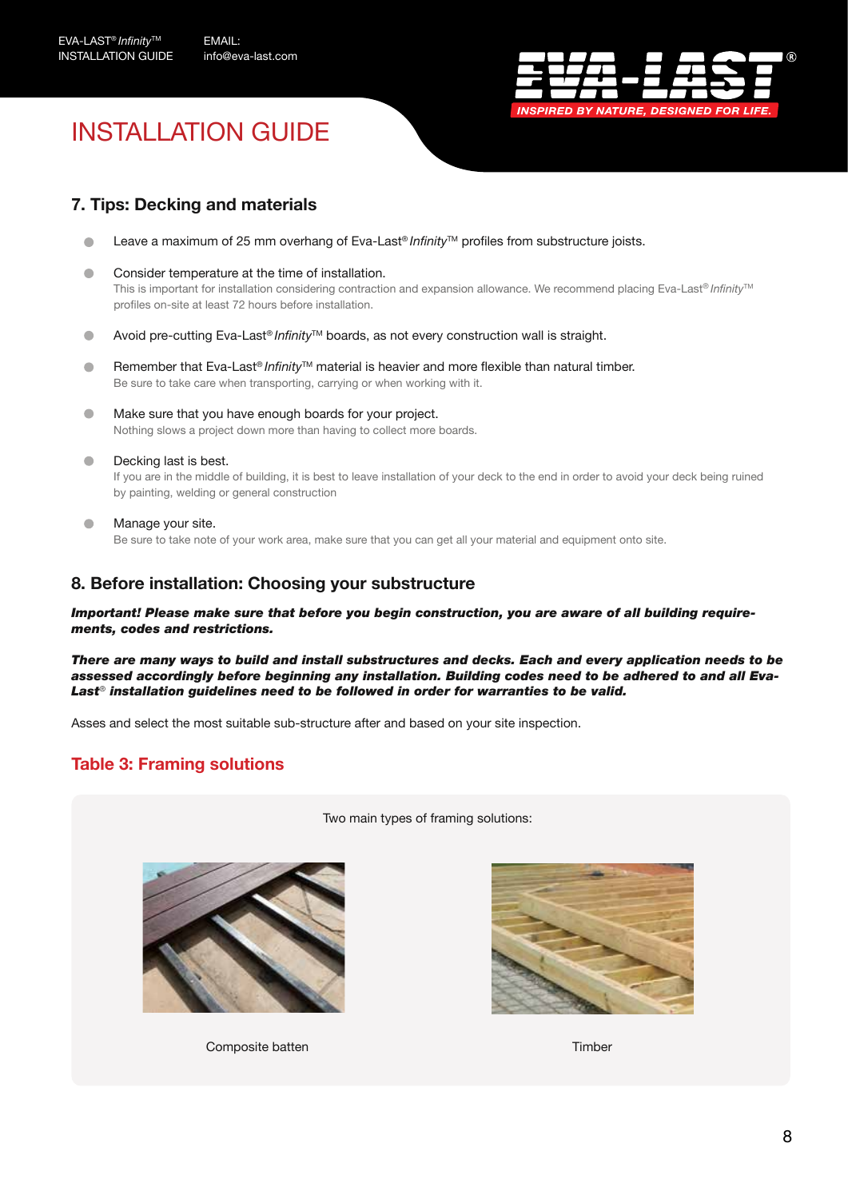# INSTALLATION GUIDE

## 7. Tips: Decking and materials

- Leave a maximum of 25 mm overhang of Eva-Last® *Infinity*™ profiles from substructure joists.
- Consider temperature at the time of installation.
  This is important for installation considering contraction and expansion allowance. We recommend placing Eva-Last® *Infinity*™ profiles on-site at least 72 hours before installation.
- Avoid pre-cutting Eva-Last® *Infinity*™ boards, as not every construction wall is straight.
- Remember that Eva-Last® *Infinity*™ material is heavier and more flexible than natural timber.
  Be sure to take care when transporting, carrying or when working with it.
- Make sure that you have enough boards for your project.
  Nothing slows a project down more than having to collect more boards.
- Decking last is best.
  If you are in the middle of building, it is best to leave installation of your deck to the end in order to avoid your deck being ruined by painting, welding or general construction
- Manage your site.
  Be sure to take note of your work area, make sure that you can get all your material and equipment onto site.

## 8. Before installation: Choosing your substructure

***Important! Please make sure that before you begin construction, you are aware of all building requirements, codes and restrictions.***

***There are many ways to build and install substructures and decks. Each and every application needs to be assessed accordingly before beginning any installation. Building codes need to be adhered to and all Eva-Last® installation guidelines need to be followed in order for warranties to be valid.***

Asses and select the most suitable sub-structure after and based on your site inspection.

### Table 3: Framing solutions

Two main types of framing solutions:

Composite batten

Timber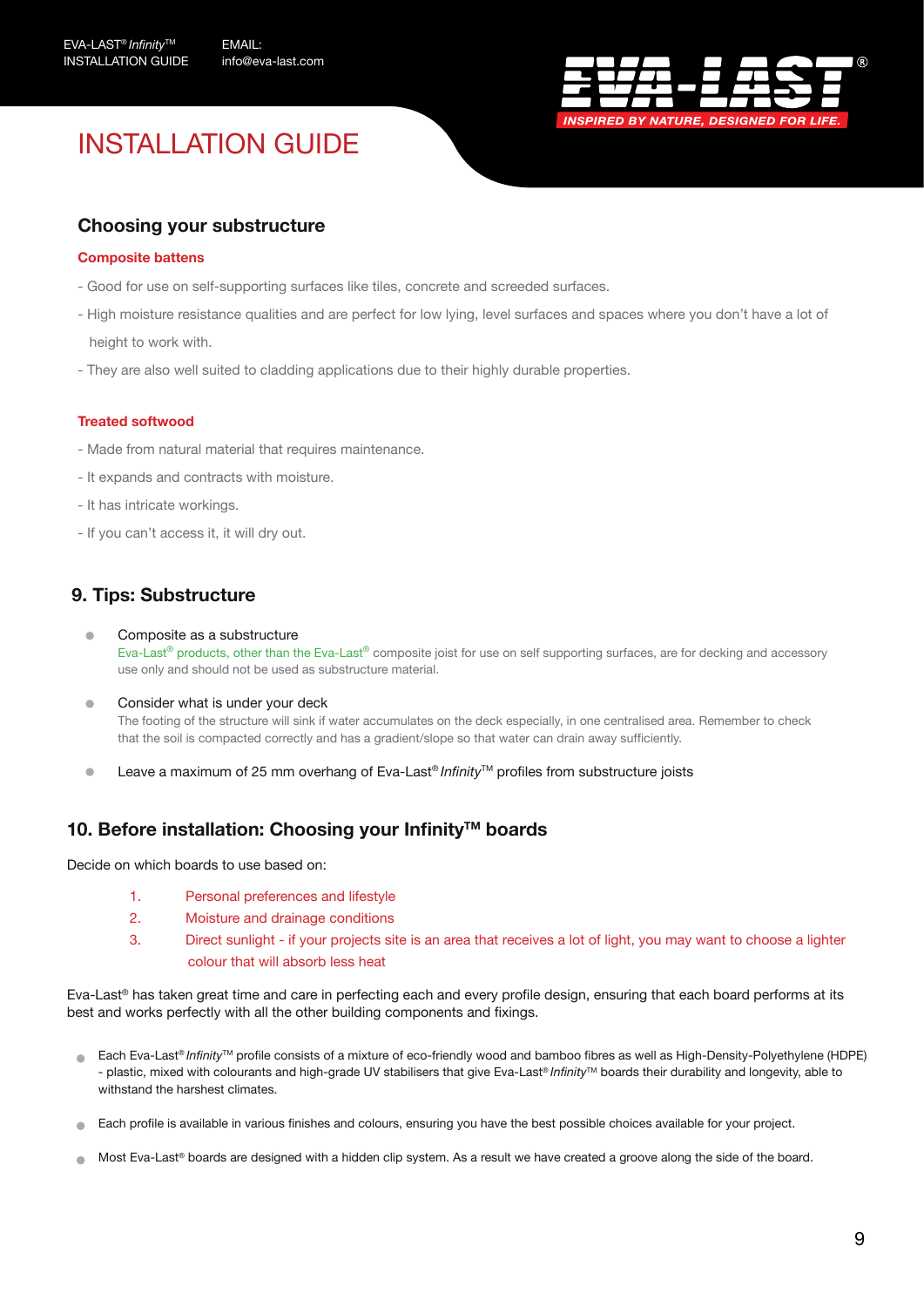# INSTALLATION GUIDE

## Choosing your substructure

### Composite battens

- Good for use on self-supporting surfaces like tiles, concrete and screeded surfaces.
- High moisture resistance qualities and are perfect for low lying, level surfaces and spaces where you don't have a lot of height to work with.
- They are also well suited to cladding applications due to their highly durable properties.

### Treated softwood

- Made from natural material that requires maintenance.
- It expands and contracts with moisture.
- It has intricate workings.
- If you can't access it, it will dry out.

## 9. Tips: Substructure

- Composite as a substructure
  Eva-Last® products, other than the Eva-Last® composite joist for use on self supporting surfaces, are for decking and accessory use only and should not be used as substructure material.
- Consider what is under your deck
  The footing of the structure will sink if water accumulates on the deck especially, in one centralised area. Remember to check that the soil is compacted correctly and has a gradient/slope so that water can drain away sufficiently.
- Leave a maximum of 25 mm overhang of Eva-Last® *Infinity*™ profiles from substructure joists

## 10. Before installation: Choosing your Infinity™ boards

Decide on which boards to use based on:

1. Personal preferences and lifestyle
2. Moisture and drainage conditions
3. Direct sunlight - if your projects site is an area that receives a lot of light, you may want to choose a lighter colour that will absorb less heat

Eva-Last® has taken great time and care in perfecting each and every profile design, ensuring that each board performs at its best and works perfectly with all the other building components and fixings.

- Each Eva-Last® *Infinity*™ profile consists of a mixture of eco-friendly wood and bamboo fibres as well as High-Density-Polyethylene (HDPE) - plastic, mixed with colourants and high-grade UV stabilisers that give Eva-Last® *Infinity*™ boards their durability and longevity, able to withstand the harshest climates.
- Each profile is available in various finishes and colours, ensuring you have the best possible choices available for your project.
- Most Eva-Last® boards are designed with a hidden clip system. As a result we have created a groove along the side of the board.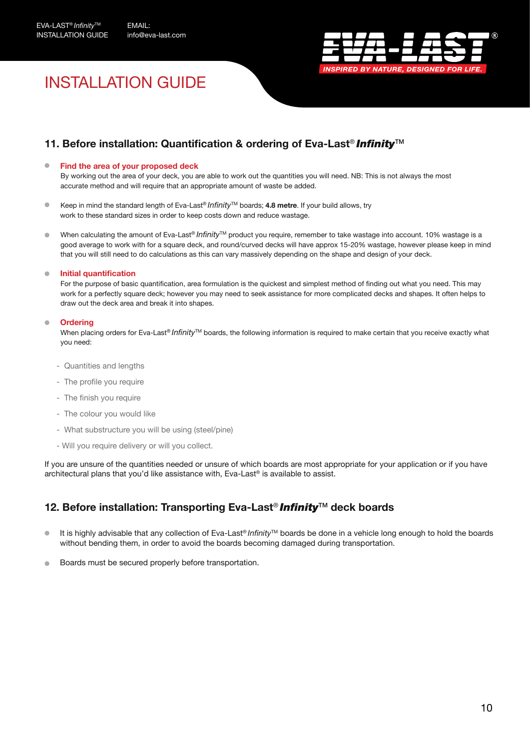# INSTALLATION GUIDE

## 11. Before installation: Quantification & ordering of Eva-Last® *Infinity*™

- **Find the area of your proposed deck**
  By working out the area of your deck, you are able to work out the quantities you will need. NB: This is not always the most accurate method and will require that an appropriate amount of waste be added.

- Keep in mind the standard length of Eva-Last® *Infinity*™ boards; **4.8 metre**. If your build allows, try work to these standard sizes in order to keep costs down and reduce wastage.

- When calculating the amount of Eva-Last® *Infinity*™ product you require, remember to take wastage into account. 10% wastage is a good average to work with for a square deck, and round/curved decks will have approx 15-20% wastage, however please keep in mind that you will still need to do calculations as this can vary massively depending on the shape and design of your deck.

- **Initial quantification**
  For the purpose of basic quantification, area formulation is the quickest and simplest method of finding out what you need. This may work for a perfectly square deck; however you may need to seek assistance for more complicated decks and shapes. It often helps to draw out the deck area and break it into shapes.

- **Ordering**
  When placing orders for Eva-Last® *Infinity*™ boards, the following information is required to make certain that you receive exactly what you need:

  - Quantities and lengths
  - The profile you require
  - The finish you require
  - The colour you would like
  - What substructure you will be using (steel/pine)
  - Will you require delivery or will you collect.

If you are unsure of the quantities needed or unsure of which boards are most appropriate for your application or if you have architectural plans that you'd like assistance with, Eva-Last® is available to assist.

## 12. Before installation: Transporting Eva-Last® *Infinity*™ deck boards

- It is highly advisable that any collection of Eva-Last® *Infinity*™ boards be done in a vehicle long enough to hold the boards without bending them, in order to avoid the boards becoming damaged during transportation.

- Boards must be secured properly before transportation.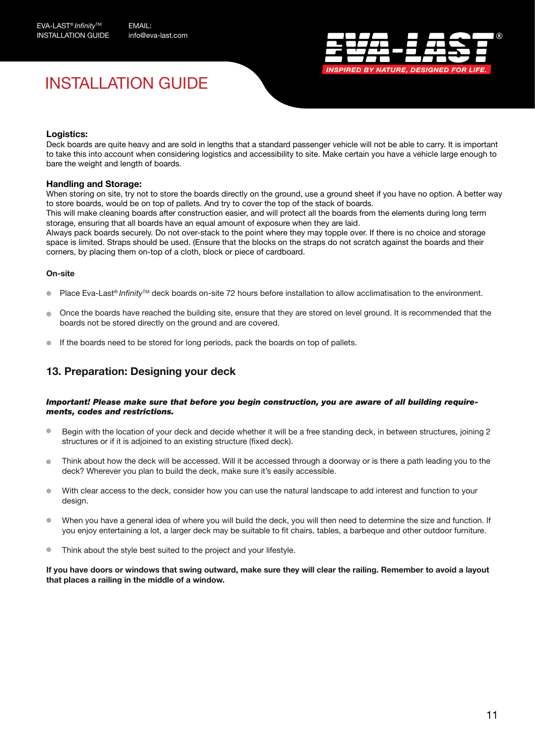# INSTALLATION GUIDE

**Logistics:**
Deck boards are quite heavy and are sold in lengths that a standard passenger vehicle will not be able to carry. It is important to take this into account when considering logistics and accessibility to site. Make certain you have a vehicle large enough to bare the weight and length of boards.

**Handling and Storage:**
When storing on site, try not to store the boards directly on the ground, use a ground sheet if you have no option. A better way to store boards, would be on top of pallets. And try to cover the top of the stack of boards.
This will make cleaning boards after construction easier, and will protect all the boards from the elements during long term storage, ensuring that all boards have an equal amount of exposure when they are laid.
Always pack boards securely. Do not over-stack to the point where they may topple over. If there is no choice and storage space is limited. Straps should be used. (Ensure that the blocks on the straps do not scratch against the boards and their corners, by placing them on-top of a cloth, block or piece of cardboard.

**On-site**

- Place Eva-Last® *Infinity*™ deck boards on-site 72 hours before installation to allow acclimatisation to the environment.
- Once the boards have reached the building site, ensure that they are stored on level ground. It is recommended that the boards not be stored directly on the ground and are covered.
- If the boards need to be stored for long periods, pack the boards on top of pallets.

## 13. Preparation: Designing your deck

***Important! Please make sure that before you begin construction, you are aware of all building requirements, codes and restrictions.***

- Begin with the location of your deck and decide whether it will be a free standing deck, in between structures, joining 2 structures or if it is adjoined to an existing structure (fixed deck).
- Think about how the deck will be accessed. Will it be accessed through a doorway or is there a path leading you to the deck? Wherever you plan to build the deck, make sure it's easily accessible.
- With clear access to the deck, consider how you can use the natural landscape to add interest and function to your design.
- When you have a general idea of where you will build the deck, you will then need to determine the size and function. If you enjoy entertaining a lot, a larger deck may be suitable to fit chairs, tables, a barbeque and other outdoor furniture.
- Think about the style best suited to the project and your lifestyle.

**If you have doors or windows that swing outward, make sure they will clear the railing. Remember to avoid a layout that places a railing in the middle of a window.**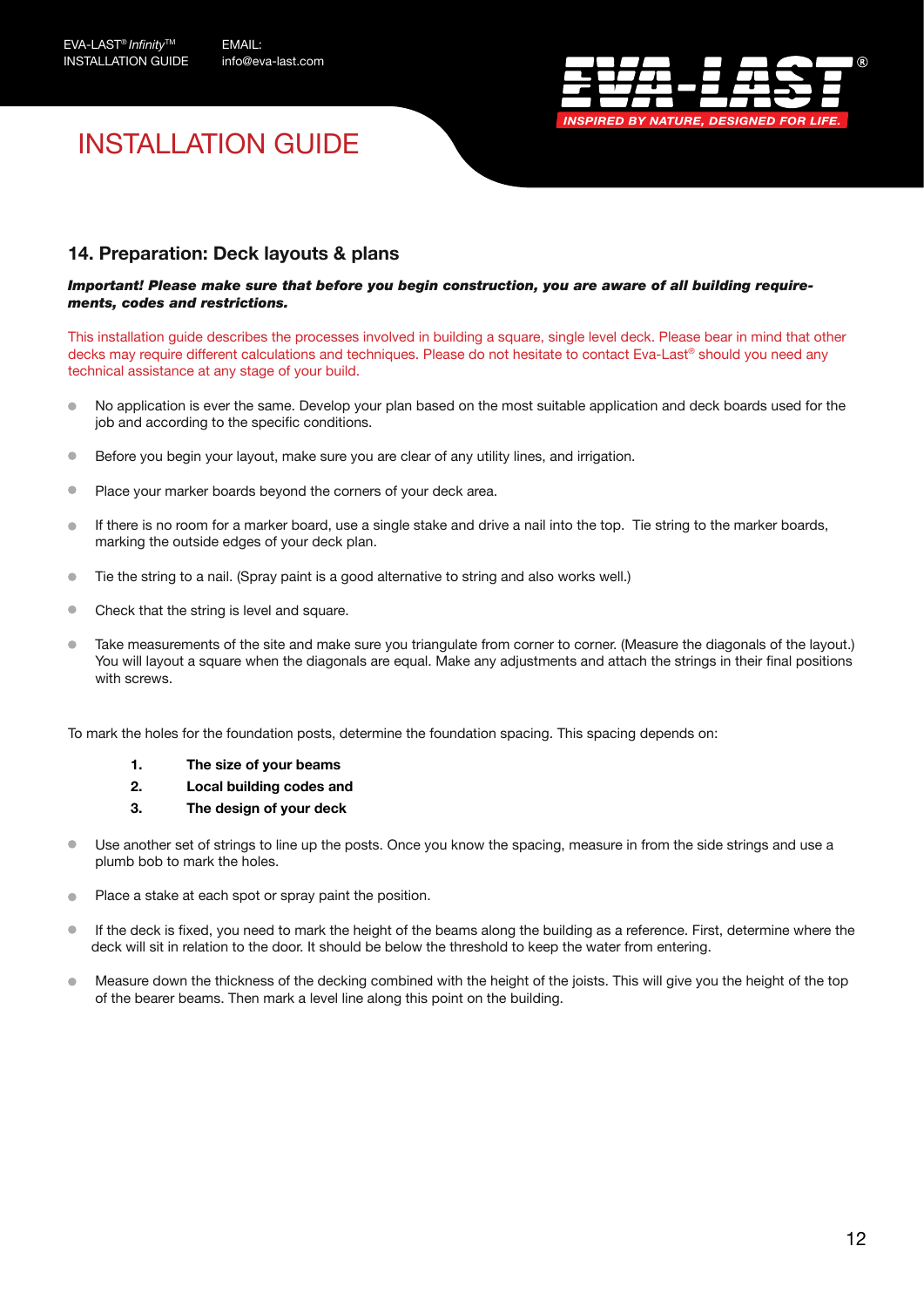# INSTALLATION GUIDE

## 14. Preparation: Deck layouts & plans

***Important! Please make sure that before you begin construction, you are aware of all building requirements, codes and restrictions.***

This installation guide describes the processes involved in building a square, single level deck. Please bear in mind that other decks may require different calculations and techniques. Please do not hesitate to contact Eva-Last® should you need any technical assistance at any stage of your build.

- No application is ever the same. Develop your plan based on the most suitable application and deck boards used for the job and according to the specific conditions.
- Before you begin your layout, make sure you are clear of any utility lines, and irrigation.
- Place your marker boards beyond the corners of your deck area.
- If there is no room for a marker board, use a single stake and drive a nail into the top. Tie string to the marker boards, marking the outside edges of your deck plan.
- Tie the string to a nail. (Spray paint is a good alternative to string and also works well.)
- Check that the string is level and square.
- Take measurements of the site and make sure you triangulate from corner to corner. (Measure the diagonals of the layout.) You will layout a square when the diagonals are equal. Make any adjustments and attach the strings in their final positions with screws.

To mark the holes for the foundation posts, determine the foundation spacing. This spacing depends on:

1. **The size of your beams**
2. **Local building codes and**
3. **The design of your deck**

- Use another set of strings to line up the posts. Once you know the spacing, measure in from the side strings and use a plumb bob to mark the holes.
- Place a stake at each spot or spray paint the position.
- If the deck is fixed, you need to mark the height of the beams along the building as a reference. First, determine where the deck will sit in relation to the door. It should be below the threshold to keep the water from entering.
- Measure down the thickness of the decking combined with the height of the joists. This will give you the height of the top of the bearer beams. Then mark a level line along this point on the building.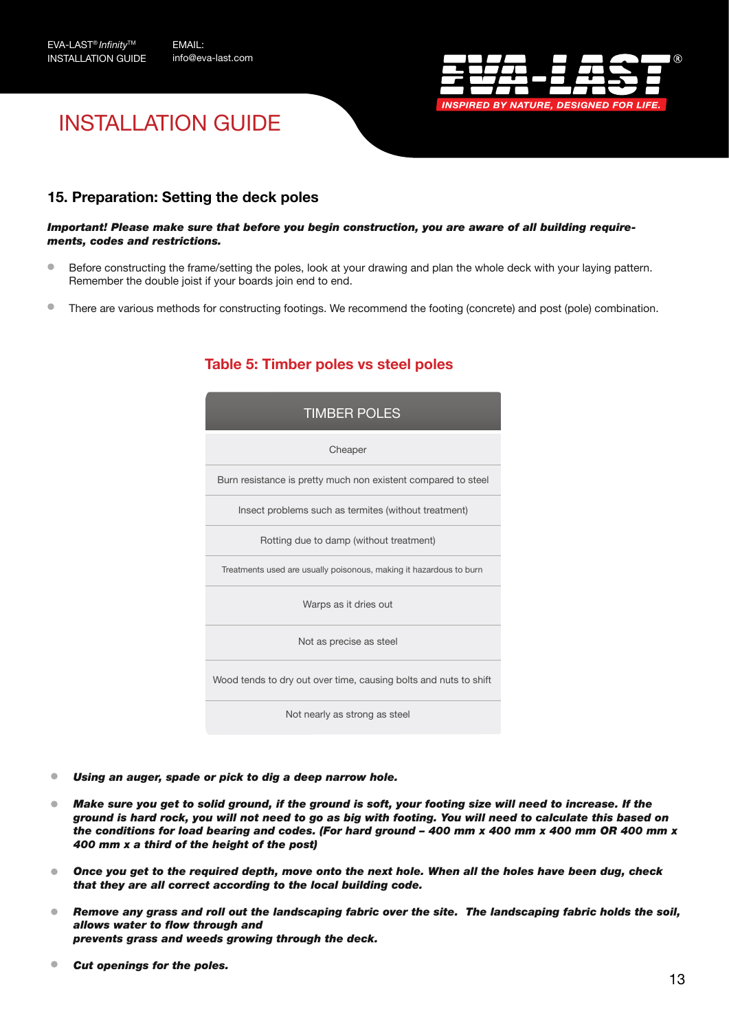# INSTALLATION GUIDE

## 15. Preparation: Setting the deck poles

***Important! Please make sure that before you begin construction, you are aware of all building requirements, codes and restrictions.***

- Before constructing the frame/setting the poles, look at your drawing and plan the whole deck with your laying pattern. Remember the double joist if your boards join end to end.
- There are various methods for constructing footings. We recommend the footing (concrete) and post (pole) combination.

### Table 5: Timber poles vs steel poles

| TIMBER POLES |
|---|
| Cheaper |
| Burn resistance is pretty much non existent compared to steel |
| Insect problems such as termites (without treatment) |
| Rotting due to damp (without treatment) |
| Treatments used are usually poisonous, making it hazardous to burn |
| Warps as it dries out |
| Not as precise as steel |
| Wood tends to dry out over time, causing bolts and nuts to shift |
| Not nearly as strong as steel |

- ***Using an auger, spade or pick to dig a deep narrow hole.***
- ***Make sure you get to solid ground, if the ground is soft, your footing size will need to increase. If the ground is hard rock, you will not need to go as big with footing. You will need to calculate this based on the conditions for load bearing and codes. (For hard ground – 400 mm x 400 mm x 400 mm OR 400 mm x 400 mm x a third of the height of the post)***
- ***Once you get to the required depth, move onto the next hole. When all the holes have been dug, check that they are all correct according to the local building code.***
- ***Remove any grass and roll out the landscaping fabric over the site. The landscaping fabric holds the soil, allows water to flow through and prevents grass and weeds growing through the deck.***
- ***Cut openings for the poles.***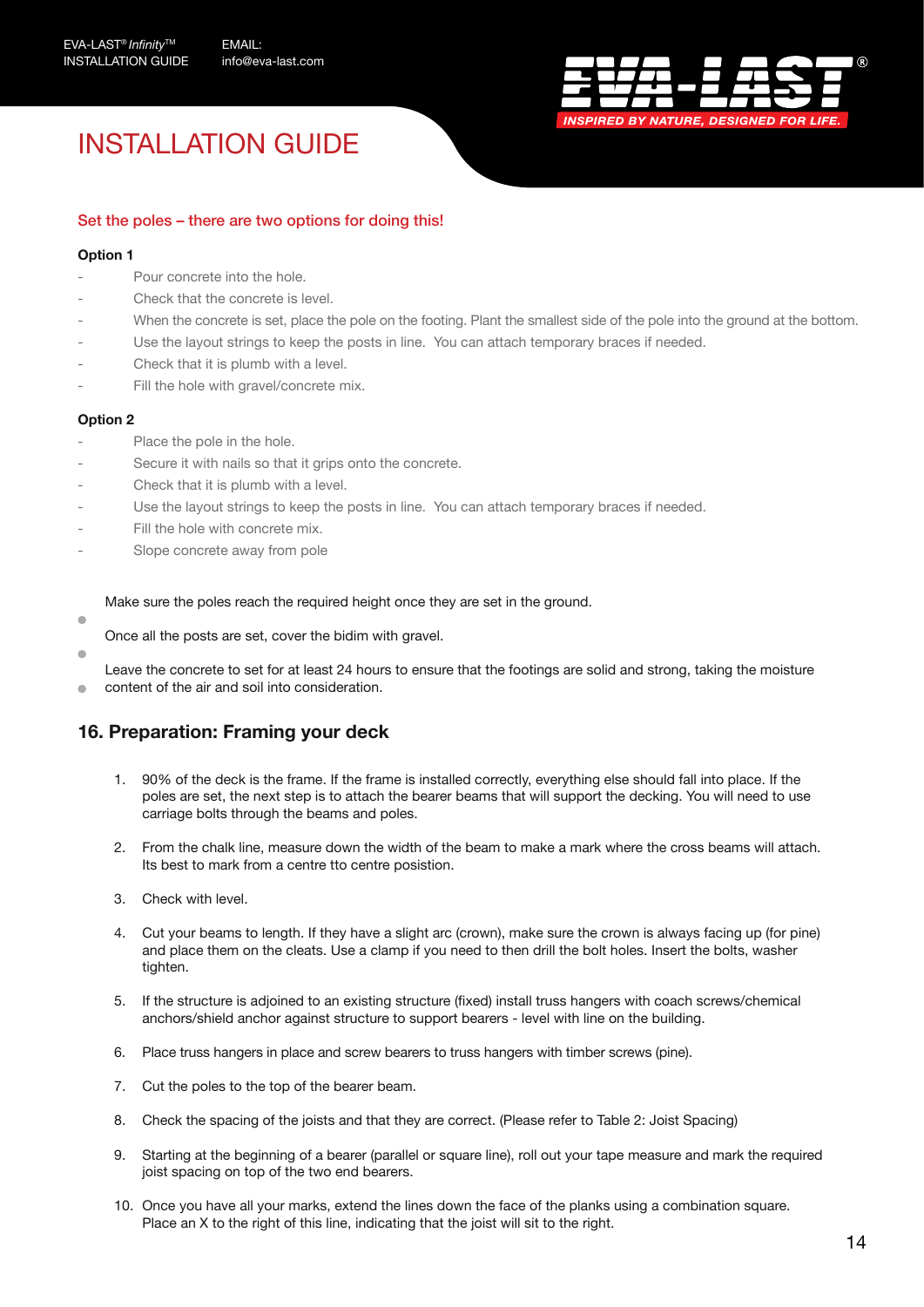# INSTALLATION GUIDE

### Set the poles – there are two options for doing this!

**Option 1**

- Pour concrete into the hole.
- Check that the concrete is level.
- When the concrete is set, place the pole on the footing. Plant the smallest side of the pole into the ground at the bottom.
- Use the layout strings to keep the posts in line. You can attach temporary braces if needed.
- Check that it is plumb with a level.
- Fill the hole with gravel/concrete mix.

**Option 2**

- Place the pole in the hole.
- Secure it with nails so that it grips onto the concrete.
- Check that it is plumb with a level.
- Use the layout strings to keep the posts in line. You can attach temporary braces if needed.
- Fill the hole with concrete mix.
- Slope concrete away from pole

- Make sure the poles reach the required height once they are set in the ground.
- Once all the posts are set, cover the bidim with gravel.
- Leave the concrete to set for at least 24 hours to ensure that the footings are solid and strong, taking the moisture content of the air and soil into consideration.

## 16. Preparation: Framing your deck

1. 90% of the deck is the frame. If the frame is installed correctly, everything else should fall into place. If the poles are set, the next step is to attach the bearer beams that will support the decking. You will need to use carriage bolts through the beams and poles.
2. From the chalk line, measure down the width of the beam to make a mark where the cross beams will attach. Its best to mark from a centre tto centre posistion.
3. Check with level.
4. Cut your beams to length. If they have a slight arc (crown), make sure the crown is always facing up (for pine) and place them on the cleats. Use a clamp if you need to then drill the bolt holes. Insert the bolts, washer tighten.
5. If the structure is adjoined to an existing structure (fixed) install truss hangers with coach screws/chemical anchors/shield anchor against structure to support bearers - level with line on the building.
6. Place truss hangers in place and screw bearers to truss hangers with timber screws (pine).
7. Cut the poles to the top of the bearer beam.
8. Check the spacing of the joists and that they are correct. (Please refer to Table 2: Joist Spacing)
9. Starting at the beginning of a bearer (parallel or square line), roll out your tape measure and mark the required joist spacing on top of the two end bearers.
10. Once you have all your marks, extend the lines down the face of the planks using a combination square. Place an X to the right of this line, indicating that the joist will sit to the right.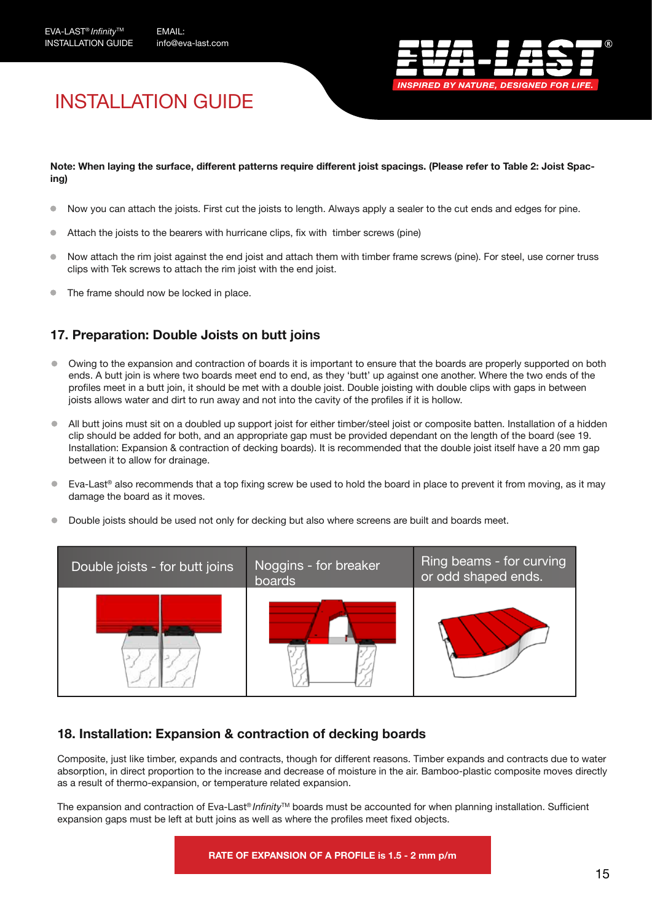# INSTALLATION GUIDE

**Note: When laying the surface, different patterns require different joist spacings. (Please refer to Table 2: Joist Spacing)**

- Now you can attach the joists. First cut the joists to length. Always apply a sealer to the cut ends and edges for pine.
- Attach the joists to the bearers with hurricane clips, fix with timber screws (pine)
- Now attach the rim joist against the end joist and attach them with timber frame screws (pine). For steel, use corner truss clips with Tek screws to attach the rim joist with the end joist.
- The frame should now be locked in place.

## 17. Preparation: Double Joists on butt joins

- Owing to the expansion and contraction of boards it is important to ensure that the boards are properly supported on both ends. A butt join is where two boards meet end to end, as they 'butt' up against one another. Where the two ends of the profiles meet in a butt join, it should be met with a double joist. Double joisting with double clips with gaps in between joists allows water and dirt to run away and not into the cavity of the profiles if it is hollow.
- All butt joins must sit on a doubled up support joist for either timber/steel joist or composite batten. Installation of a hidden clip should be added for both, and an appropriate gap must be provided dependant on the length of the board (see 19. Installation: Expansion & contraction of decking boards). It is recommended that the double joist itself have a 20 mm gap between it to allow for drainage.
- Eva-Last® also recommends that a top fixing screw be used to hold the board in place to prevent it from moving, as it may damage the board as it moves.
- Double joists should be used not only for decking but also where screens are built and boards meet.

| Double joists - for butt joins | Noggins - for breaker boards | Ring beams - for curving or odd shaped ends. |
| --- | --- | --- |
| | | |

## 18. Installation: Expansion & contraction of decking boards

Composite, just like timber, expands and contracts, though for different reasons. Timber expands and contracts due to water absorption, in direct proportion to the increase and decrease of moisture in the air. Bamboo-plastic composite moves directly as a result of thermo-expansion, or temperature related expansion.

The expansion and contraction of Eva-Last® *Infinity*™ boards must be accounted for when planning installation. Sufficient expansion gaps must be left at butt joins as well as where the profiles meet fixed objects.

**RATE OF EXPANSION OF A PROFILE is 1.5 - 2 mm p/m**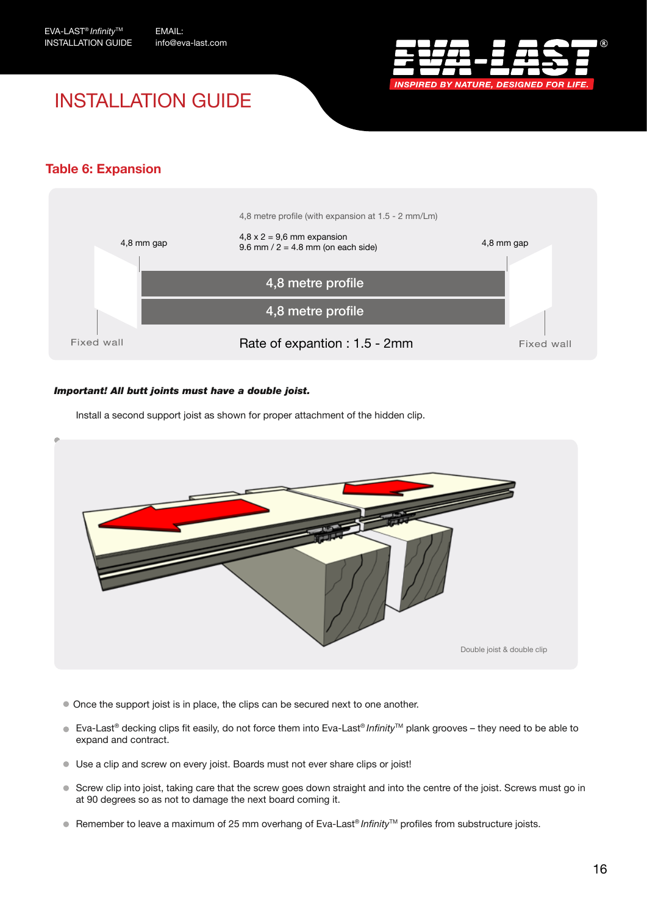# INSTALLATION GUIDE

## Table 6: Expansion

4,8 metre profile (with expansion at 1.5 - 2 mm/Lm)

4,8 x 2 = 9,6 mm expansion
9.6 mm / 2 = 4.8 mm (on each side)

4,8 mm gap

4,8 mm gap

4,8 metre profile

4,8 metre profile

Fixed wall

Rate of expantion : 1.5 - 2mm

Fixed wall

***Important! All butt joints must have a double joist.***

Install a second support joist as shown for proper attachment of the hidden clip.

Double joist & double clip

- Once the support joist is in place, the clips can be secured next to one another.
- Eva-Last® decking clips fit easily, do not force them into Eva-Last® *Infinity*™ plank grooves – they need to be able to expand and contract.
- Use a clip and screw on every joist. Boards must not ever share clips or joist!
- Screw clip into joist, taking care that the screw goes down straight and into the centre of the joist. Screws must go in at 90 degrees so as not to damage the next board coming it.
- Remember to leave a maximum of 25 mm overhang of Eva-Last® *Infinity*™ profiles from substructure joists.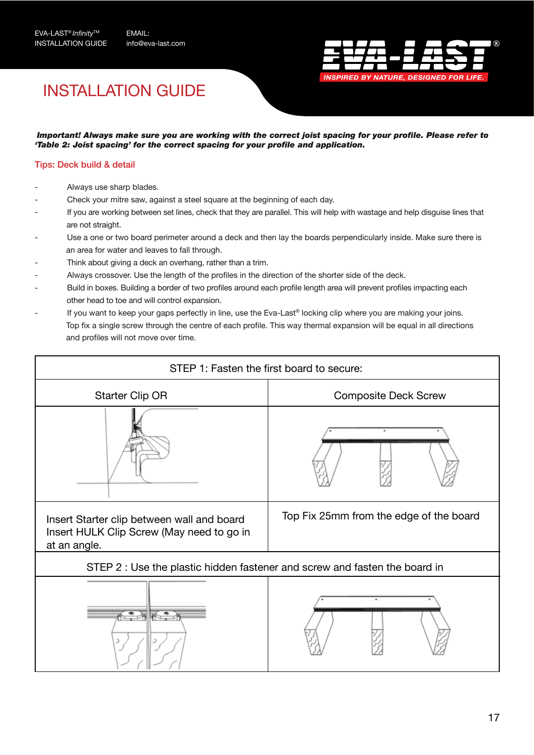# INSTALLATION GUIDE

***Important! Always make sure you are working with the correct joist spacing for your profile. Please refer to 'Table 2: Joist spacing' for the correct spacing for your profile and application.***

## Tips: Deck build & detail

- Always use sharp blades.
- Check your mitre saw, against a steel square at the beginning of each day.
- If you are working between set lines, check that they are parallel. This will help with wastage and help disguise lines that are not straight.
- Use a one or two board perimeter around a deck and then lay the boards perpendicularly inside. Make sure there is an area for water and leaves to fall through.
- Think about giving a deck an overhang, rather than a trim.
- Always crossover. Use the length of the profiles in the direction of the shorter side of the deck.
- Build in boxes. Building a border of two profiles around each profile length area will prevent profiles impacting each other head to toe and will control expansion.
- If you want to keep your gaps perfectly in line, use the Eva-Last® locking clip where you are making your joins. Top fix a single screw through the centre of each profile. This way thermal expansion will be equal in all directions and profiles will not move over time.

| STEP 1: Fasten the first board to secure: | |
|---|---|
| Starter Clip OR | Composite Deck Screw |
| | |
| Insert Starter clip between wall and board<br>Insert HULK Clip Screw (May need to go in at an angle. | Top Fix 25mm from the edge of the board |
| STEP 2 : Use the plastic hidden fastener and screw and fasten the board in | |
| | |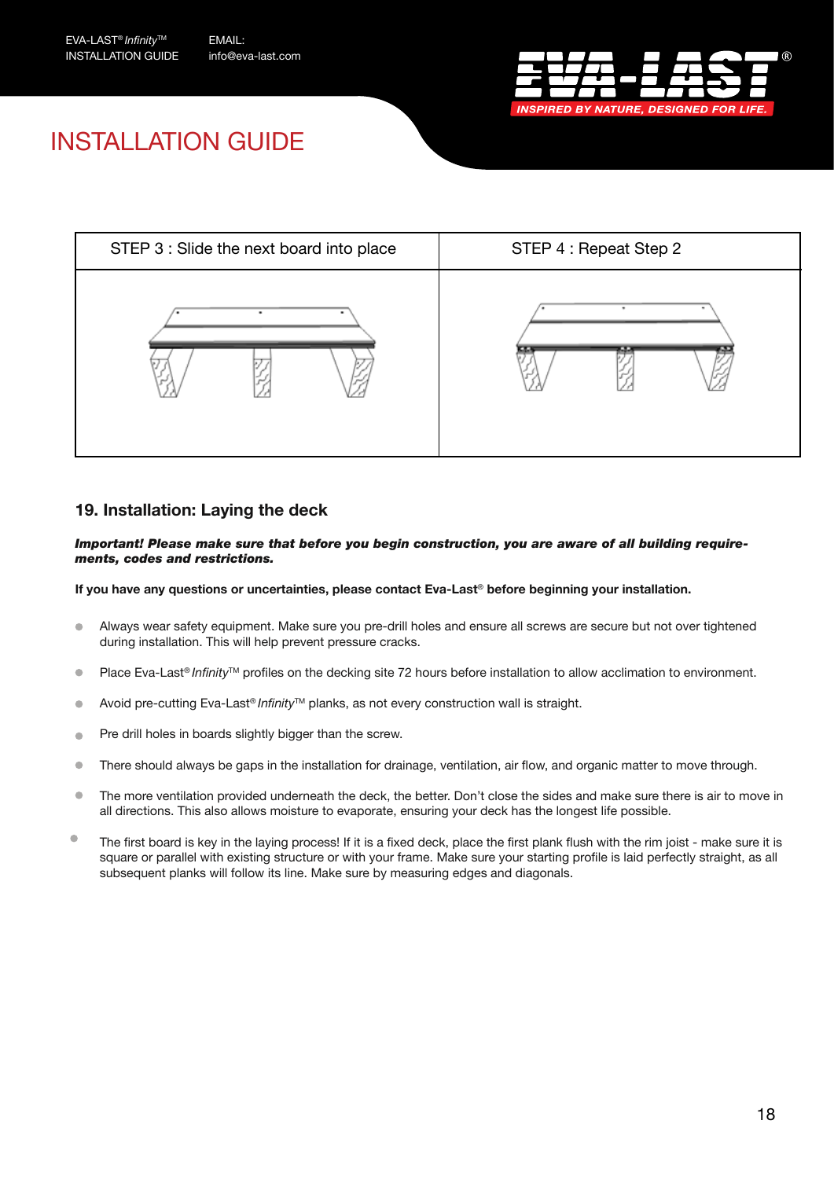# INSTALLATION GUIDE

| STEP 3 : Slide the next board into place | STEP 4 : Repeat Step 2 |
| --- | --- |
| | |

## 19. Installation: Laying the deck

***Important! Please make sure that before you begin construction, you are aware of all building requirements, codes and restrictions.***

**If you have any questions or uncertainties, please contact Eva-Last® before beginning your installation.**

- Always wear safety equipment. Make sure you pre-drill holes and ensure all screws are secure but not over tightened during installation. This will help prevent pressure cracks.
- Place Eva-Last® *Infinity*™ profiles on the decking site 72 hours before installation to allow acclimation to environment.
- Avoid pre-cutting Eva-Last® *Infinity*™ planks, as not every construction wall is straight.
- Pre drill holes in boards slightly bigger than the screw.
- There should always be gaps in the installation for drainage, ventilation, air flow, and organic matter to move through.
- The more ventilation provided underneath the deck, the better. Don't close the sides and make sure there is air to move in all directions. This also allows moisture to evaporate, ensuring your deck has the longest life possible.
- The first board is key in the laying process! If it is a fixed deck, place the first plank flush with the rim joist - make sure it is square or parallel with existing structure or with your frame. Make sure your starting profile is laid perfectly straight, as all subsequent planks will follow its line. Make sure by measuring edges and diagonals.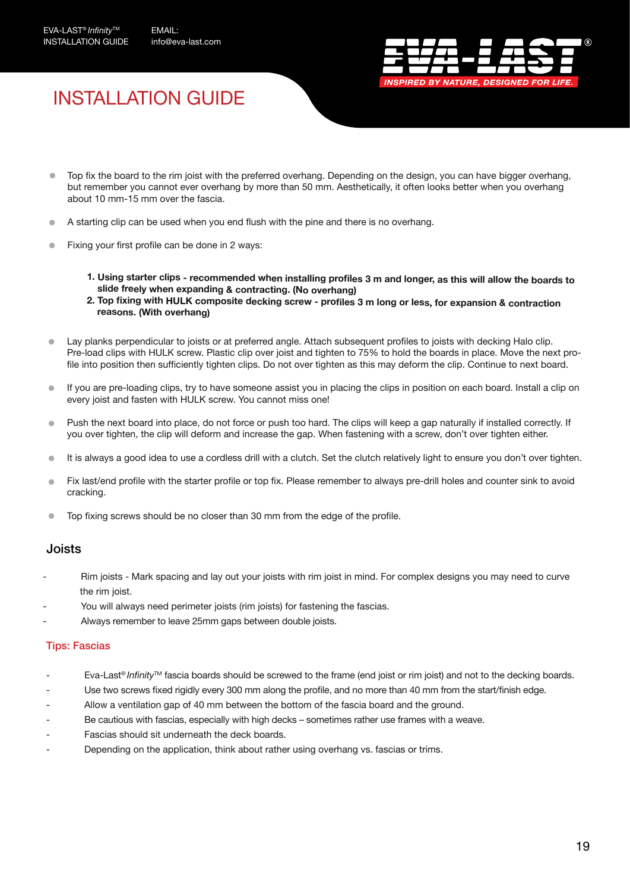# INSTALLATION GUIDE

- Top fix the board to the rim joist with the preferred overhang. Depending on the design, you can have bigger overhang, but remember you cannot ever overhang by more than 50 mm. Aesthetically, it often looks better when you overhang about 10 mm-15 mm over the fascia.
- A starting clip can be used when you end flush with the pine and there is no overhang.
- Fixing your first profile can be done in 2 ways:

  1. **Using starter clips - recommended when installing profiles 3 m and longer, as this will allow the boards to slide freely when expanding & contracting. (No overhang)**
  2. **Top fixing with HULK composite decking screw - profiles 3 m long or less, for expansion & contraction reasons. (With overhang)**

- Lay planks perpendicular to joists or at preferred angle. Attach subsequent profiles to joists with decking Halo clip. Pre-load clips with HULK screw. Plastic clip over joist and tighten to 75% to hold the boards in place. Move the next profile into position then sufficiently tighten clips. Do not over tighten as this may deform the clip. Continue to next board.
- If you are pre-loading clips, try to have someone assist you in placing the clips in position on each board. Install a clip on every joist and fasten with HULK screw. You cannot miss one!
- Push the next board into place, do not force or push too hard. The clips will keep a gap naturally if installed correctly. If you over tighten, the clip will deform and increase the gap. When fastening with a screw, don't over tighten either.
- It is always a good idea to use a cordless drill with a clutch. Set the clutch relatively light to ensure you don't over tighten.
- Fix last/end profile with the starter profile or top fix. Please remember to always pre-drill holes and counter sink to avoid cracking.
- Top fixing screws should be no closer than 30 mm from the edge of the profile.

## Joists

- Rim joists - Mark spacing and lay out your joists with rim joist in mind. For complex designs you may need to curve the rim joist.
- You will always need perimeter joists (rim joists) for fastening the fascias.
- Always remember to leave 25mm gaps between double joists.

### Tips: Fascias

- Eva-Last® *Infinity*™ fascia boards should be screwed to the frame (end joist or rim joist) and not to the decking boards.
- Use two screws fixed rigidly every 300 mm along the profile, and no more than 40 mm from the start/finish edge.
- Allow a ventilation gap of 40 mm between the bottom of the fascia board and the ground.
- Be cautious with fascias, especially with high decks – sometimes rather use frames with a weave.
- Fascias should sit underneath the deck boards.
- Depending on the application, think about rather using overhang vs. fascias or trims.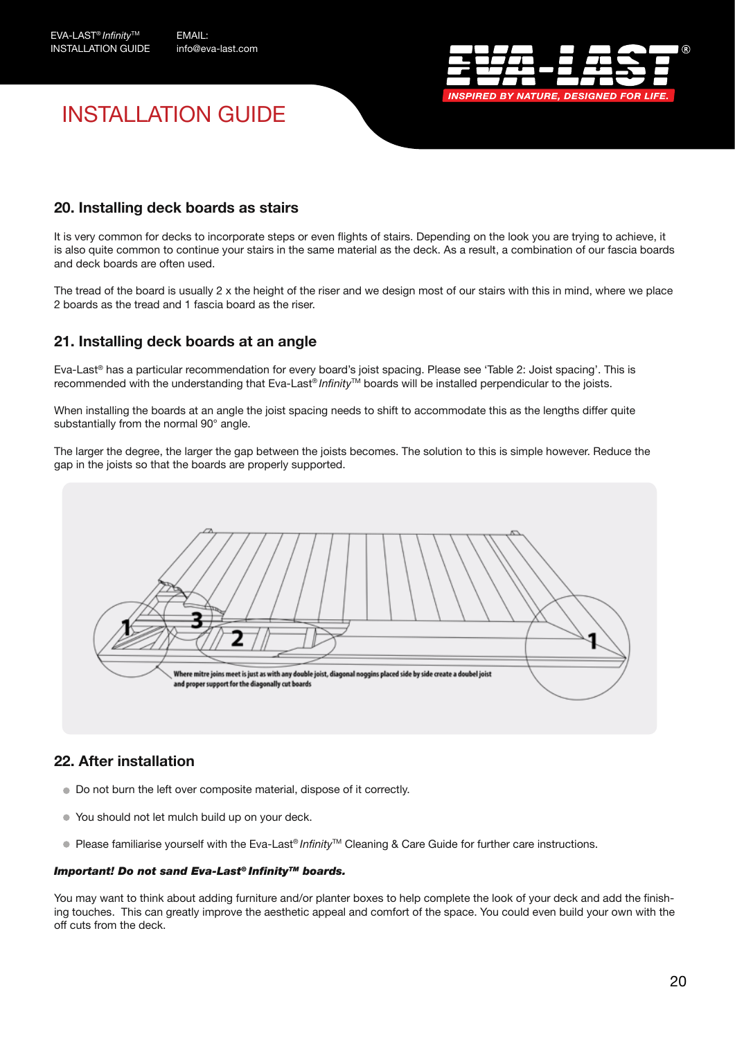# INSTALLATION GUIDE

## 20. Installing deck boards as stairs

It is very common for decks to incorporate steps or even flights of stairs. Depending on the look you are trying to achieve, it is also quite common to continue your stairs in the same material as the deck. As a result, a combination of our fascia boards and deck boards are often used.

The tread of the board is usually 2 x the height of the riser and we design most of our stairs with this in mind, where we place 2 boards as the tread and 1 fascia board as the riser.

## 21. Installing deck boards at an angle

Eva-Last® has a particular recommendation for every board's joist spacing. Please see 'Table 2: Joist spacing'. This is recommended with the understanding that Eva-Last® *Infinity*™ boards will be installed perpendicular to the joists.

When installing the boards at an angle the joist spacing needs to shift to accommodate this as the lengths differ quite substantially from the normal 90° angle.

The larger the degree, the larger the gap between the joists becomes. The solution to this is simple however. Reduce the gap in the joists so that the boards are properly supported.

Where mitre joins meet is just as with any double joist, diagonal noggins placed side by side create a doubel joist and proper support for the diagonally cut boards

## 22. After installation

- Do not burn the left over composite material, dispose of it correctly.
- You should not let mulch build up on your deck.
- Please familiarise yourself with the Eva-Last® *Infinity*™ Cleaning & Care Guide for further care instructions.

***Important! Do not sand Eva-Last® Infinity™ boards.***

You may want to think about adding furniture and/or planter boxes to help complete the look of your deck and add the finishing touches. This can greatly improve the aesthetic appeal and comfort of the space. You could even build your own with the off cuts from the deck.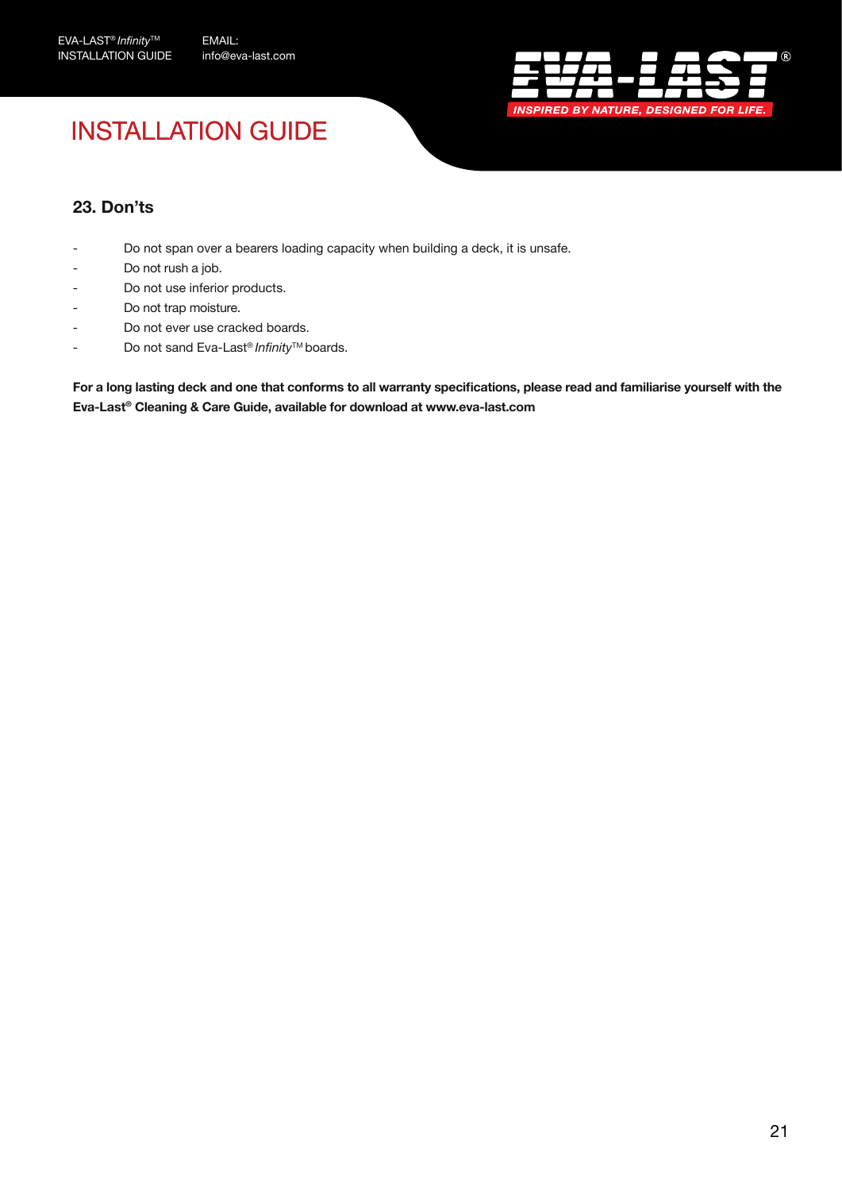# INSTALLATION GUIDE

## 23. Don'ts

- Do not span over a bearers loading capacity when building a deck, it is unsafe.
- Do not rush a job.
- Do not use inferior products.
- Do not trap moisture.
- Do not ever use cracked boards.
- Do not sand Eva-Last® *Infinity*™ boards.

**For a long lasting deck and one that conforms to all warranty specifications, please read and familiarise yourself with the Eva-Last® Cleaning & Care Guide, available for download at www.eva-last.com**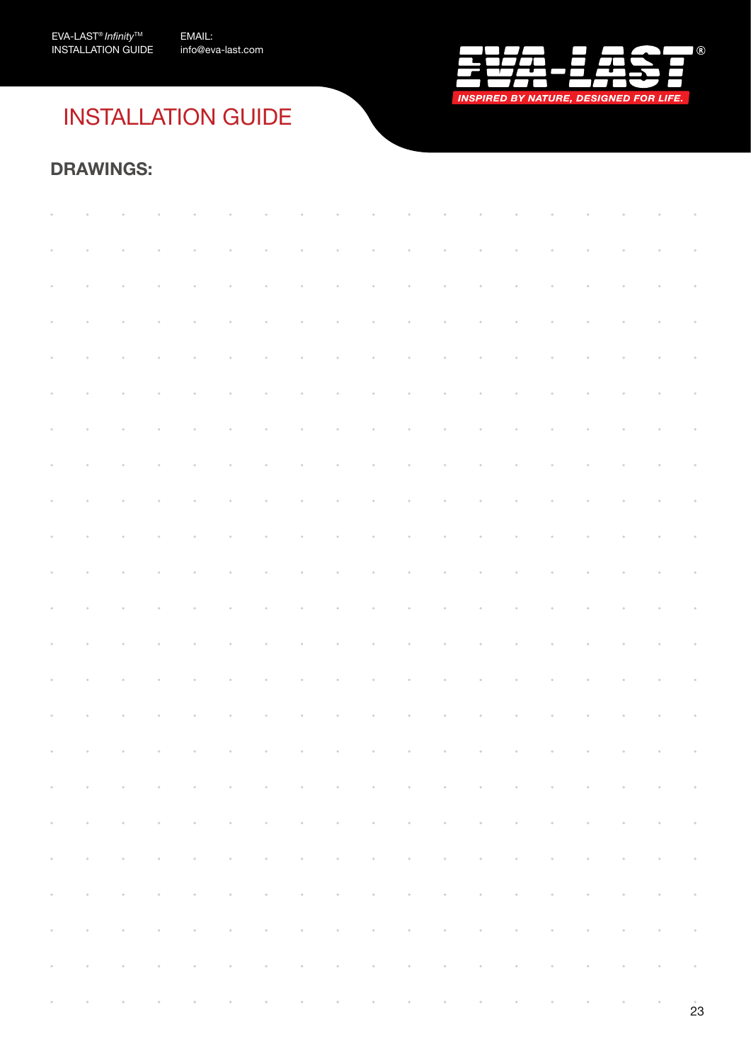# INSTALLATION GUIDE

## DRAWINGS: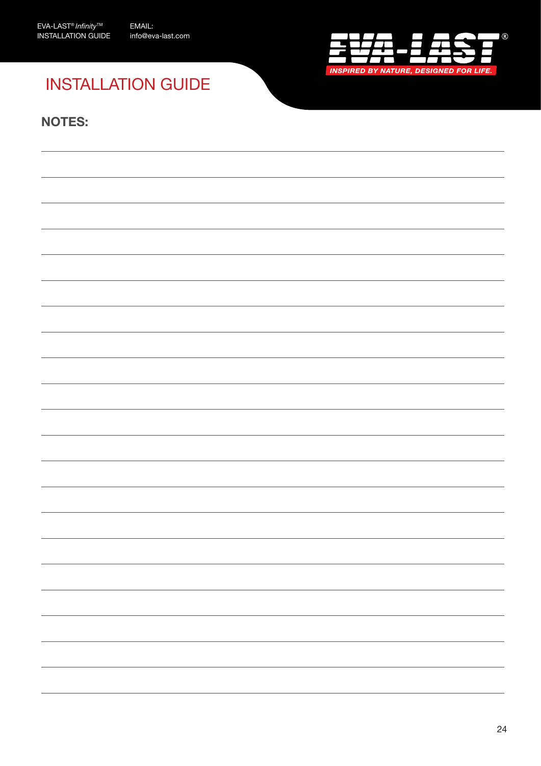# INSTALLATION GUIDE

## NOTES: